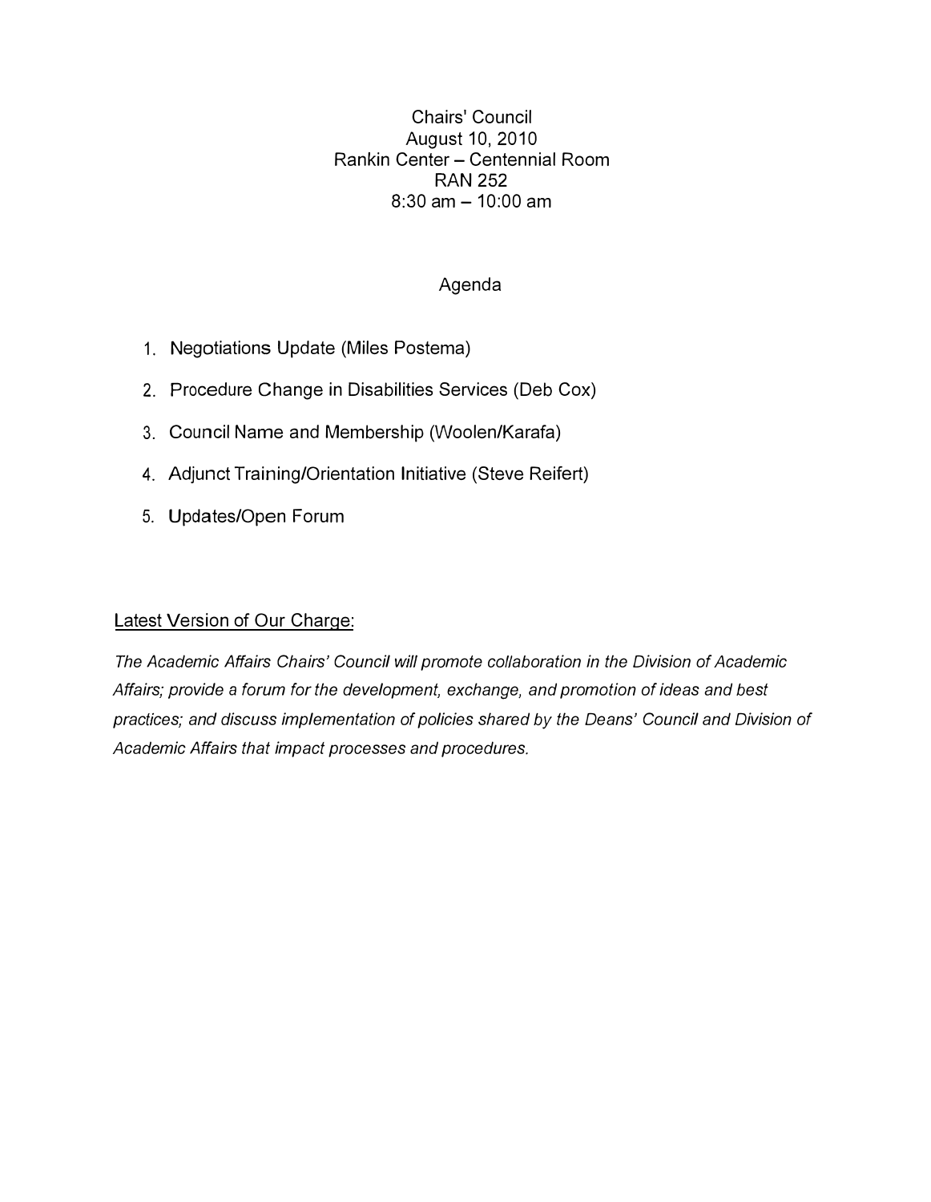Chairs' Council
August 10, 2010
Rankin Center – Centennial Room
RAN 252
8:30 am – 10:00 am

## Agenda

1. Negotiations Update (Miles Postema)
2. Procedure Change in Disabilities Services (Deb Cox)
3. Council Name and Membership (Woolen/Karafa)
4. Adjunct Training/Orientation Initiative (Steve Reifert)
5. Updates/Open Forum

<u>Latest Version of Our Charge:</u>

*The Academic Affairs Chairs' Council will promote collaboration in the Division of Academic Affairs; provide a forum for the development, exchange, and promotion of ideas and best practices; and discuss implementation of policies shared by the Deans' Council and Division of Academic Affairs that impact processes and procedures.*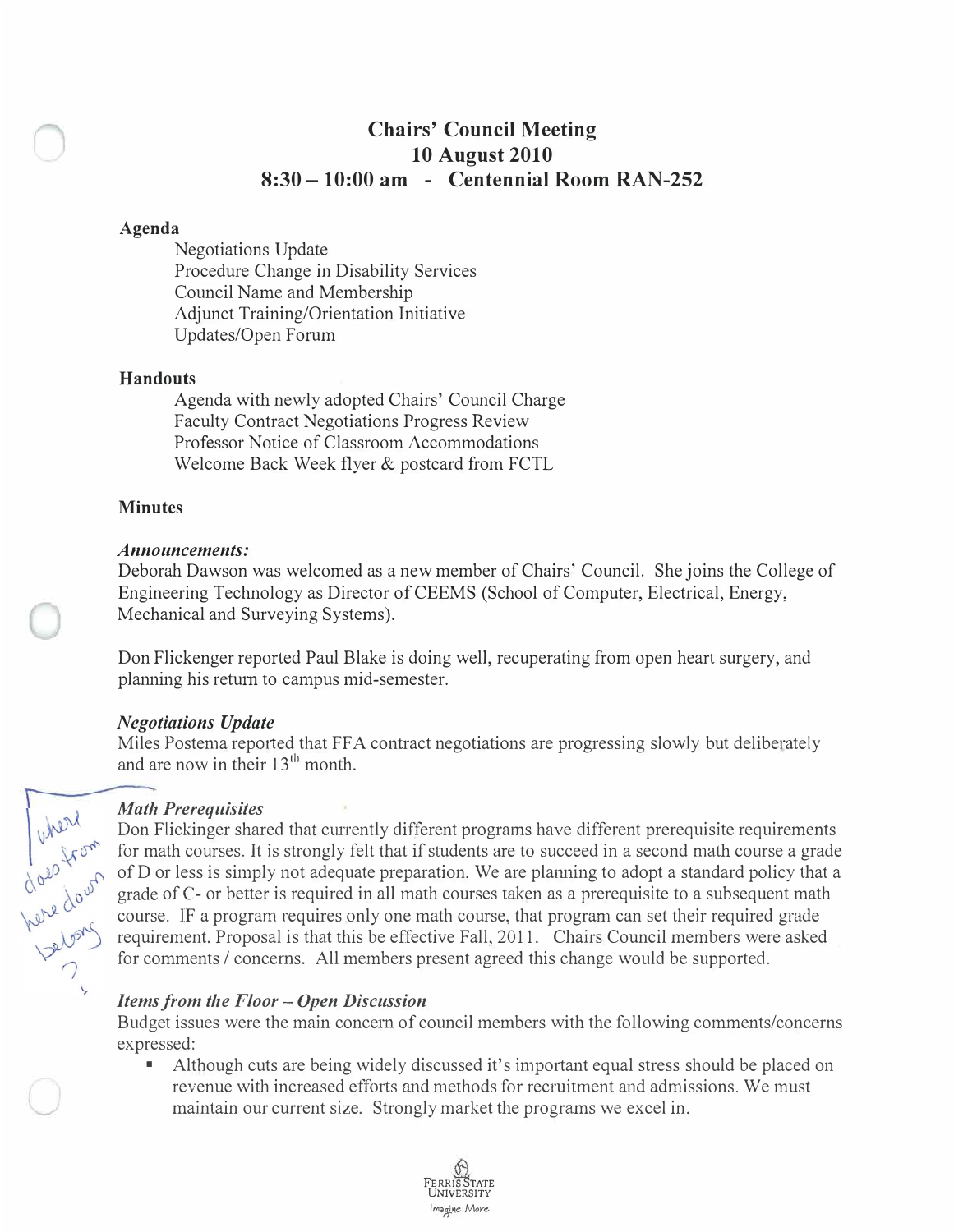# Chairs' Council Meeting
# 10 August 2010
# 8:30 – 10:00 am - Centennial Room RAN-252

## Agenda

Negotiations Update
Procedure Change in Disability Services
Council Name and Membership
Adjunct Training/Orientation Initiative
Updates/Open Forum

## Handouts

Agenda with newly adopted Chairs' Council Charge
Faculty Contract Negotiations Progress Review
Professor Notice of Classroom Accommodations
Welcome Back Week flyer & postcard from FCTL

## Minutes

### *Announcements:*

Deborah Dawson was welcomed as a new member of Chairs' Council. She joins the College of Engineering Technology as Director of CEEMS (School of Computer, Electrical, Energy, Mechanical and Surveying Systems).

Don Flickenger reported Paul Blake is doing well, recuperating from open heart surgery, and planning his return to campus mid-semester.

### *Negotiations Update*

Miles Postema reported that FFA contract negotiations are progressing slowly but deliberately and are now in their 13th month.

where does from here down belong?

### *Math Prerequisites*

Don Flickinger shared that currently different programs have different prerequisite requirements for math courses. It is strongly felt that if students are to succeed in a second math course a grade of D or less is simply not adequate preparation. We are planning to adopt a standard policy that a grade of C- or better is required in all math courses taken as a prerequisite to a subsequent math course. IF a program requires only one math course, that program can set their required grade requirement. Proposal is that this be effective Fall, 2011. Chairs Council members were asked for comments / concerns. All members present agreed this change would be supported.

### *Items from the Floor – Open Discussion*

Budget issues were the main concern of council members with the following comments/concerns expressed:

- Although cuts are being widely discussed it's important equal stress should be placed on revenue with increased efforts and methods for recruitment and admissions. We must maintain our current size. Strongly market the programs we excel in.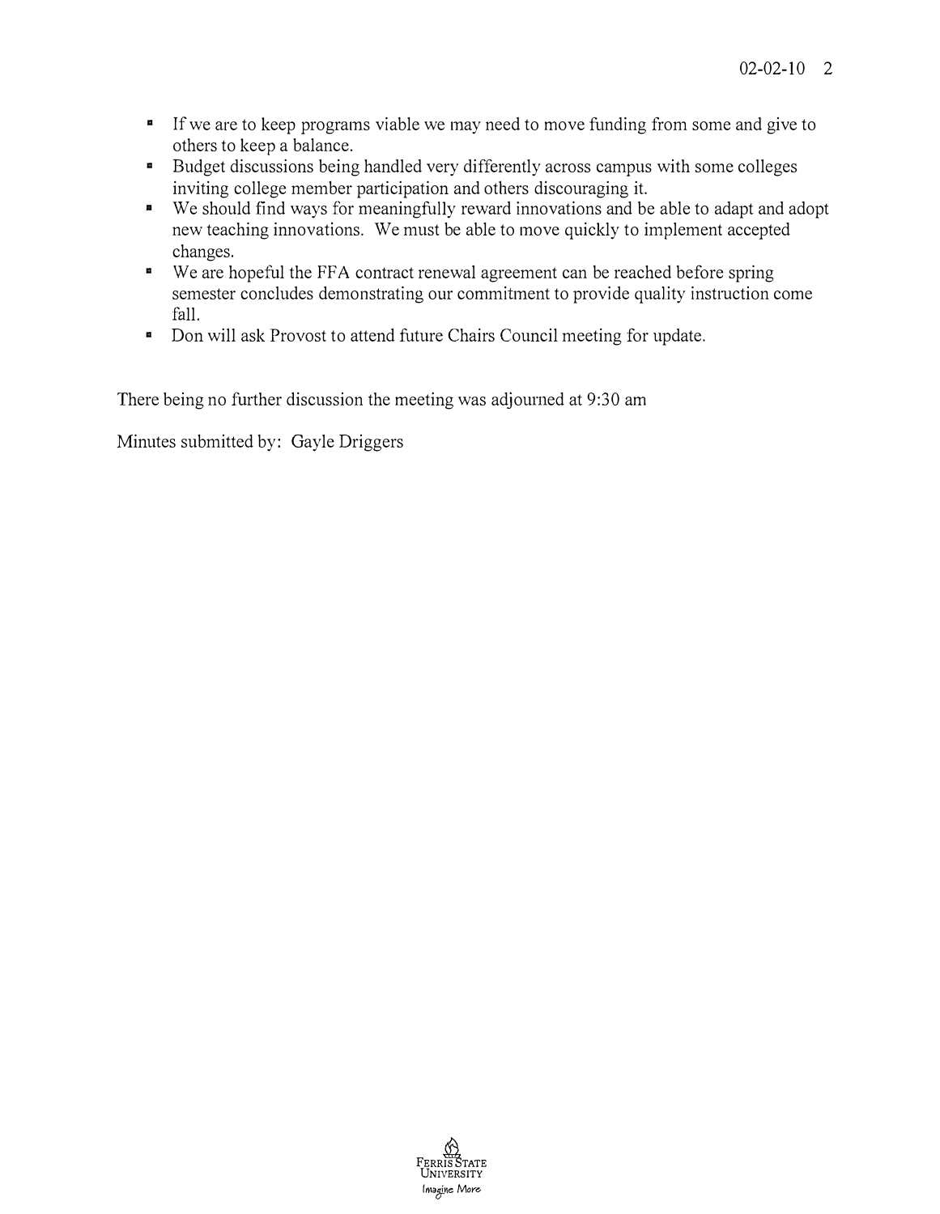- If we are to keep programs viable we may need to move funding from some and give to others to keep a balance.
- Budget discussions being handled very differently across campus with some colleges inviting college member participation and others discouraging it.
- We should find ways for meaningfully reward innovations and be able to adapt and adopt new teaching innovations. We must be able to move quickly to implement accepted changes.
- We are hopeful the FFA contract renewal agreement can be reached before spring semester concludes demonstrating our commitment to provide quality instruction come fall.
- Don will ask Provost to attend future Chairs Council meeting for update.

There being no further discussion the meeting was adjourned at 9:30 am

Minutes submitted by: Gayle Driggers